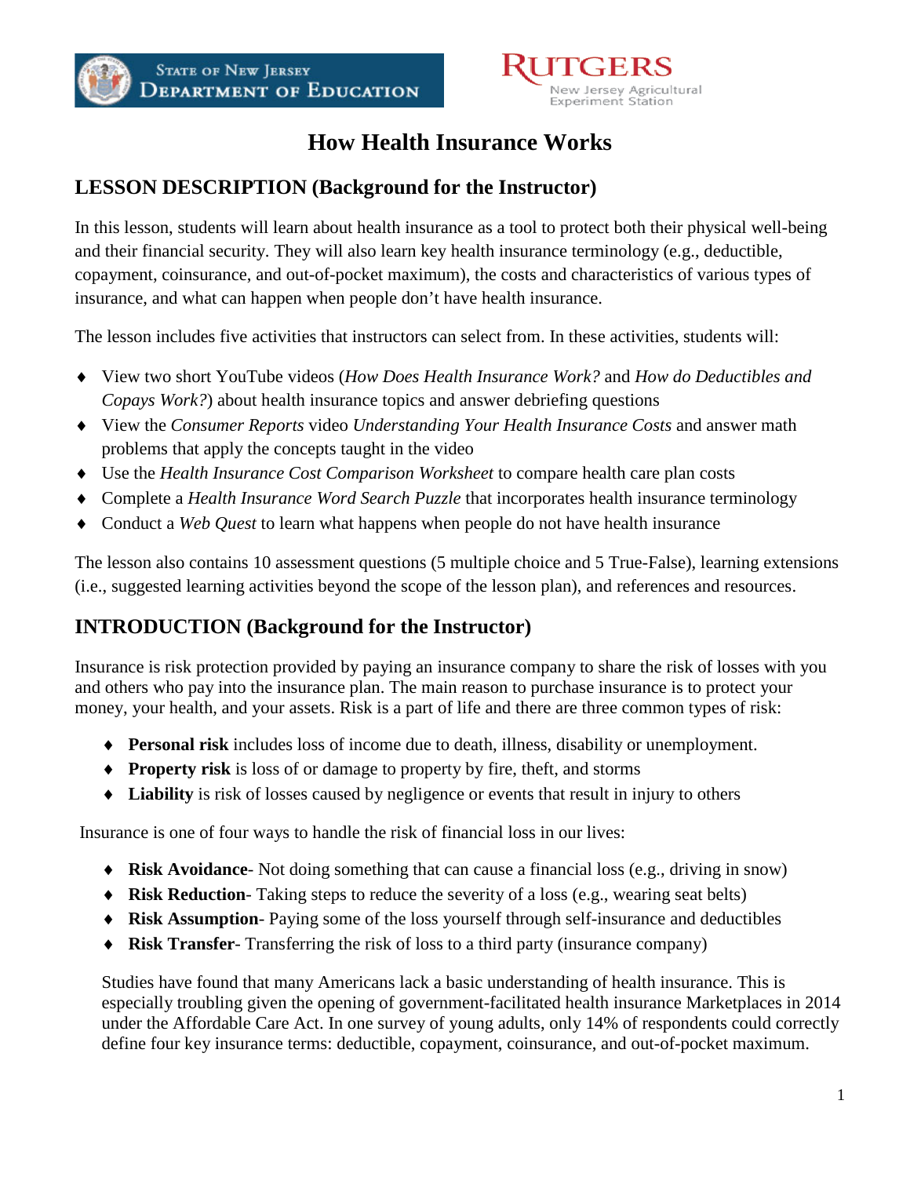State of New Jersey Department of Education

Rutgers New Jersey Agricultural Experiment Station

# How Health Insurance Works

## LESSON DESCRIPTION (Background for the Instructor)

In this lesson, students will learn about health insurance as a tool to protect both their physical well-being and their financial security. They will also learn key health insurance terminology (e.g., deductible, copayment, coinsurance, and out-of-pocket maximum), the costs and characteristics of various types of insurance, and what can happen when people don't have health insurance.

The lesson includes five activities that instructors can select from. In these activities, students will:

- View two short YouTube videos (*How Does Health Insurance Work?* and *How do Deductibles and Copays Work?*) about health insurance topics and answer debriefing questions
- View the *Consumer Reports* video *Understanding Your Health Insurance Costs* and answer math problems that apply the concepts taught in the video
- Use the *Health Insurance Cost Comparison Worksheet* to compare health care plan costs
- Complete a *Health Insurance Word Search Puzzle* that incorporates health insurance terminology
- Conduct a *Web Quest* to learn what happens when people do not have health insurance

The lesson also contains 10 assessment questions (5 multiple choice and 5 True-False), learning extensions (i.e., suggested learning activities beyond the scope of the lesson plan), and references and resources.

## INTRODUCTION (Background for the Instructor)

Insurance is risk protection provided by paying an insurance company to share the risk of losses with you and others who pay into the insurance plan. The main reason to purchase insurance is to protect your money, your health, and your assets. Risk is a part of life and there are three common types of risk:

- **Personal risk** includes loss of income due to death, illness, disability or unemployment.
- **Property risk** is loss of or damage to property by fire, theft, and storms
- **Liability** is risk of losses caused by negligence or events that result in injury to others

Insurance is one of four ways to handle the risk of financial loss in our lives:

- **Risk Avoidance**- Not doing something that can cause a financial loss (e.g., driving in snow)
- **Risk Reduction**- Taking steps to reduce the severity of a loss (e.g., wearing seat belts)
- **Risk Assumption**- Paying some of the loss yourself through self-insurance and deductibles
- **Risk Transfer**- Transferring the risk of loss to a third party (insurance company)

Studies have found that many Americans lack a basic understanding of health insurance. This is especially troubling given the opening of government-facilitated health insurance Marketplaces in 2014 under the Affordable Care Act. In one survey of young adults, only 14% of respondents could correctly define four key insurance terms: deductible, copayment, coinsurance, and out-of-pocket maximum.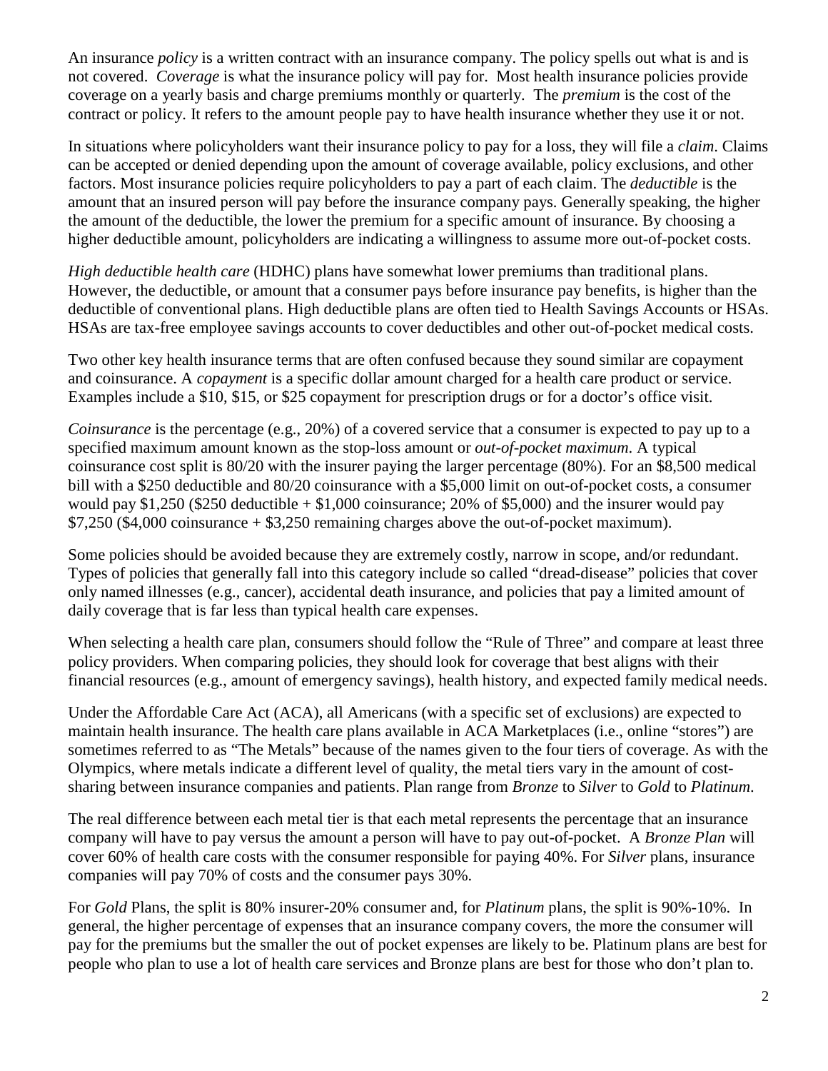An insurance *policy* is a written contract with an insurance company. The policy spells out what is and is not covered. *Coverage* is what the insurance policy will pay for. Most health insurance policies provide coverage on a yearly basis and charge premiums monthly or quarterly. The *premium* is the cost of the contract or policy. It refers to the amount people pay to have health insurance whether they use it or not.

In situations where policyholders want their insurance policy to pay for a loss, they will file a *claim*. Claims can be accepted or denied depending upon the amount of coverage available, policy exclusions, and other factors. Most insurance policies require policyholders to pay a part of each claim. The *deductible* is the amount that an insured person will pay before the insurance company pays. Generally speaking, the higher the amount of the deductible, the lower the premium for a specific amount of insurance. By choosing a higher deductible amount, policyholders are indicating a willingness to assume more out-of-pocket costs.

*High deductible health care* (HDHC) plans have somewhat lower premiums than traditional plans. However, the deductible, or amount that a consumer pays before insurance pay benefits, is higher than the deductible of conventional plans. High deductible plans are often tied to Health Savings Accounts or HSAs. HSAs are tax-free employee savings accounts to cover deductibles and other out-of-pocket medical costs.

Two other key health insurance terms that are often confused because they sound similar are copayment and coinsurance. A *copayment* is a specific dollar amount charged for a health care product or service. Examples include a $10, $15, or $25 copayment for prescription drugs or for a doctor's office visit.

*Coinsurance* is the percentage (e.g., 20%) of a covered service that a consumer is expected to pay up to a specified maximum amount known as the stop-loss amount or *out-of-pocket maximum*. A typical coinsurance cost split is 80/20 with the insurer paying the larger percentage (80%). For an $8,500 medical bill with a $250 deductible and 80/20 coinsurance with a $5,000 limit on out-of-pocket costs, a consumer would pay $1,250 ($250 deductible + $1,000 coinsurance; 20% of $5,000) and the insurer would pay $7,250 ($4,000 coinsurance + $3,250 remaining charges above the out-of-pocket maximum).

Some policies should be avoided because they are extremely costly, narrow in scope, and/or redundant. Types of policies that generally fall into this category include so called "dread-disease" policies that cover only named illnesses (e.g., cancer), accidental death insurance, and policies that pay a limited amount of daily coverage that is far less than typical health care expenses.

When selecting a health care plan, consumers should follow the "Rule of Three" and compare at least three policy providers. When comparing policies, they should look for coverage that best aligns with their financial resources (e.g., amount of emergency savings), health history, and expected family medical needs.

Under the Affordable Care Act (ACA), all Americans (with a specific set of exclusions) are expected to maintain health insurance. The health care plans available in ACA Marketplaces (i.e., online "stores") are sometimes referred to as "The Metals" because of the names given to the four tiers of coverage. As with the Olympics, where metals indicate a different level of quality, the metal tiers vary in the amount of cost-sharing between insurance companies and patients. Plan range from *Bronze* to *Silver* to *Gold* to *Platinum*.

The real difference between each metal tier is that each metal represents the percentage that an insurance company will have to pay versus the amount a person will have to pay out-of-pocket. A *Bronze Plan* will cover 60% of health care costs with the consumer responsible for paying 40%. For *Silver* plans, insurance companies will pay 70% of costs and the consumer pays 30%.

For *Gold* Plans, the split is 80% insurer-20% consumer and, for *Platinum* plans, the split is 90%-10%. In general, the higher percentage of expenses that an insurance company covers, the more the consumer will pay for the premiums but the smaller the out of pocket expenses are likely to be. Platinum plans are best for people who plan to use a lot of health care services and Bronze plans are best for those who don't plan to.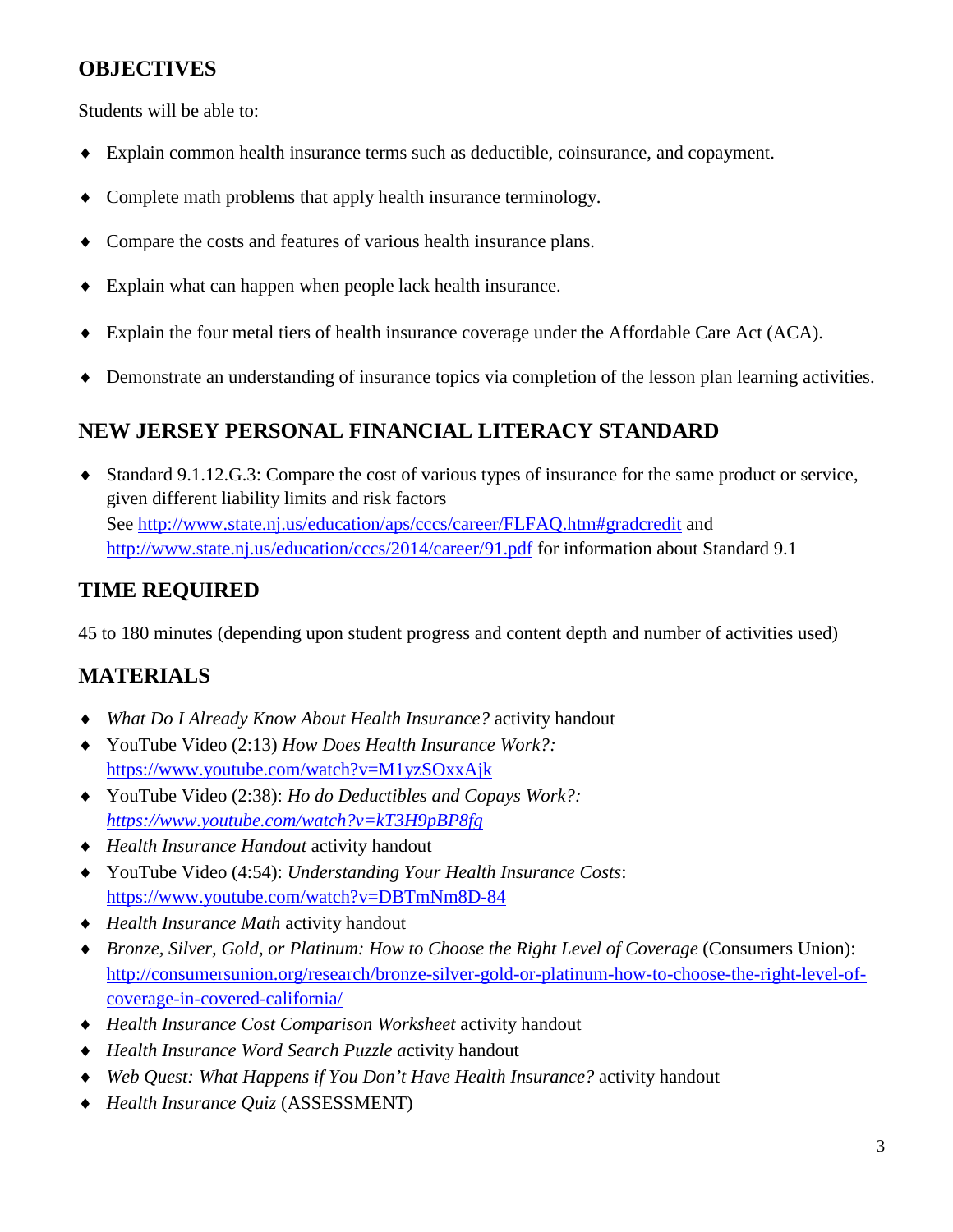## OBJECTIVES

Students will be able to:

- Explain common health insurance terms such as deductible, coinsurance, and copayment.
- Complete math problems that apply health insurance terminology.
- Compare the costs and features of various health insurance plans.
- Explain what can happen when people lack health insurance.
- Explain the four metal tiers of health insurance coverage under the Affordable Care Act (ACA).
- Demonstrate an understanding of insurance topics via completion of the lesson plan learning activities.

## NEW JERSEY PERSONAL FINANCIAL LITERACY STANDARD

- Standard 9.1.12.G.3: Compare the cost of various types of insurance for the same product or service, given different liability limits and risk factors
  See http://www.state.nj.us/education/aps/cccs/career/FLFAQ.htm#gradcredit and http://www.state.nj.us/education/cccs/2014/career/91.pdf for information about Standard 9.1

## TIME REQUIRED

45 to 180 minutes (depending upon student progress and content depth and number of activities used)

## MATERIALS

- *What Do I Already Know About Health Insurance?* activity handout
- YouTube Video (2:13) *How Does Health Insurance Work?:* https://www.youtube.com/watch?v=M1yzSOxxAjk
- YouTube Video (2:38): *Ho do Deductibles and Copays Work?:* *https://www.youtube.com/watch?v=kT3H9pBP8fg*
- *Health Insurance Handout* activity handout
- YouTube Video (4:54): *Understanding Your Health Insurance Costs*: https://www.youtube.com/watch?v=DBTmNm8D-84
- *Health Insurance Math* activity handout
- *Bronze, Silver, Gold, or Platinum: How to Choose the Right Level of Coverage* (Consumers Union): http://consumersunion.org/research/bronze-silver-gold-or-platinum-how-to-choose-the-right-level-of-coverage-in-covered-california/
- *Health Insurance Cost Comparison Worksheet* activity handout
- *Health Insurance Word Search Puzzle a*ctivity handout
- *Web Quest: What Happens if You Don't Have Health Insurance?* activity handout
- *Health Insurance Quiz* (ASSESSMENT)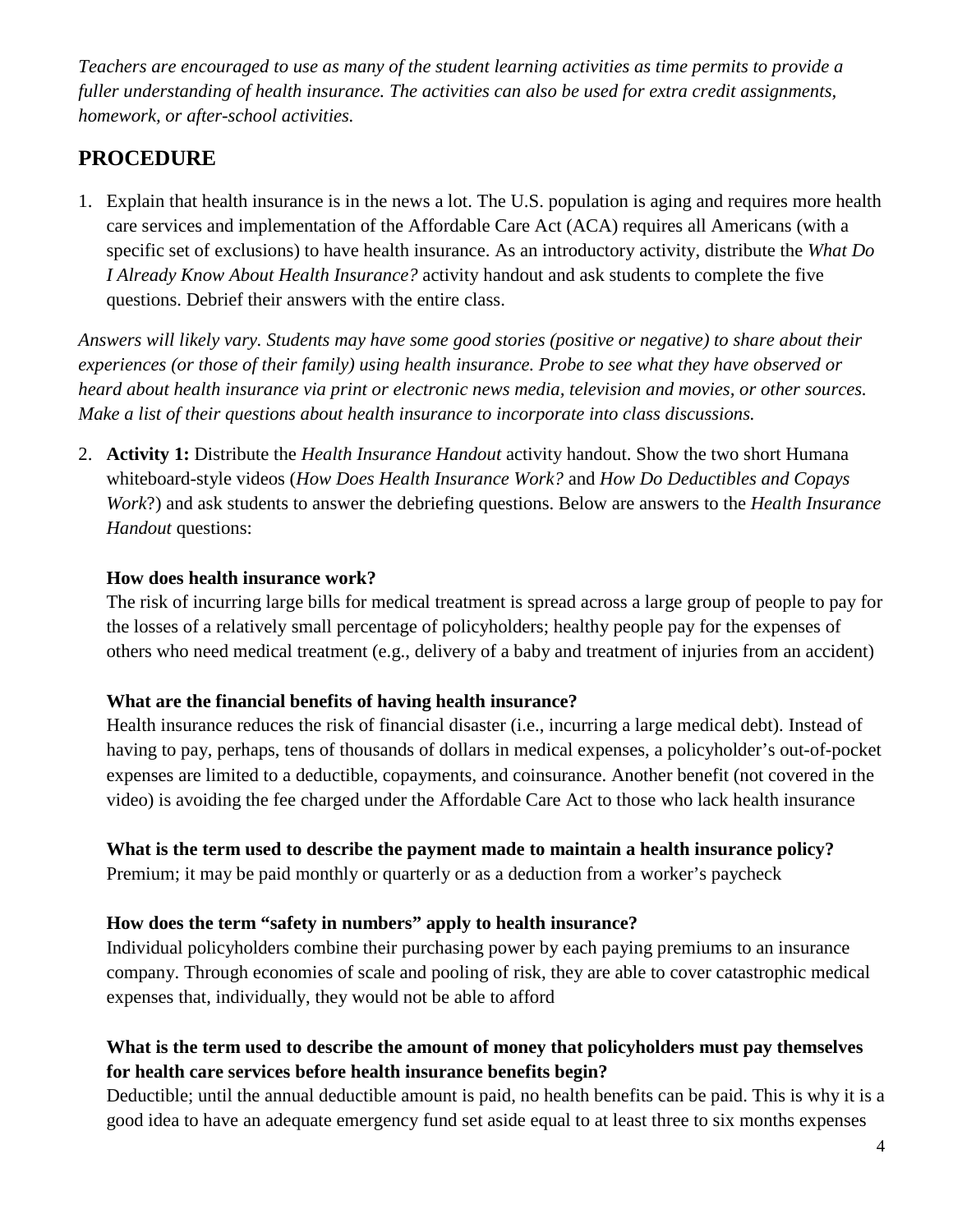*Teachers are encouraged to use as many of the student learning activities as time permits to provide a fuller understanding of health insurance. The activities can also be used for extra credit assignments, homework, or after-school activities.*

## PROCEDURE

1. Explain that health insurance is in the news a lot. The U.S. population is aging and requires more health care services and implementation of the Affordable Care Act (ACA) requires all Americans (with a specific set of exclusions) to have health insurance. As an introductory activity, distribute the *What Do I Already Know About Health Insurance?* activity handout and ask students to complete the five questions. Debrief their answers with the entire class.

*Answers will likely vary. Students may have some good stories (positive or negative) to share about their experiences (or those of their family) using health insurance. Probe to see what they have observed or heard about health insurance via print or electronic news media, television and movies, or other sources. Make a list of their questions about health insurance to incorporate into class discussions.*

2. **Activity 1:** Distribute the *Health Insurance Handout* activity handout. Show the two short Humana whiteboard-style videos (*How Does Health Insurance Work?* and *How Do Deductibles and Copays Work*?) and ask students to answer the debriefing questions. Below are answers to the *Health Insurance Handout* questions:

   **How does health insurance work?**
   The risk of incurring large bills for medical treatment is spread across a large group of people to pay for the losses of a relatively small percentage of policyholders; healthy people pay for the expenses of others who need medical treatment (e.g., delivery of a baby and treatment of injuries from an accident)

   **What are the financial benefits of having health insurance?**
   Health insurance reduces the risk of financial disaster (i.e., incurring a large medical debt). Instead of having to pay, perhaps, tens of thousands of dollars in medical expenses, a policyholder's out-of-pocket expenses are limited to a deductible, copayments, and coinsurance. Another benefit (not covered in the video) is avoiding the fee charged under the Affordable Care Act to those who lack health insurance

   **What is the term used to describe the payment made to maintain a health insurance policy?**
   Premium; it may be paid monthly or quarterly or as a deduction from a worker's paycheck

   **How does the term "safety in numbers" apply to health insurance?**
   Individual policyholders combine their purchasing power by each paying premiums to an insurance company. Through economies of scale and pooling of risk, they are able to cover catastrophic medical expenses that, individually, they would not be able to afford

   **What is the term used to describe the amount of money that policyholders must pay themselves for health care services before health insurance benefits begin?**
   Deductible; until the annual deductible amount is paid, no health benefits can be paid. This is why it is a good idea to have an adequate emergency fund set aside equal to at least three to six months expenses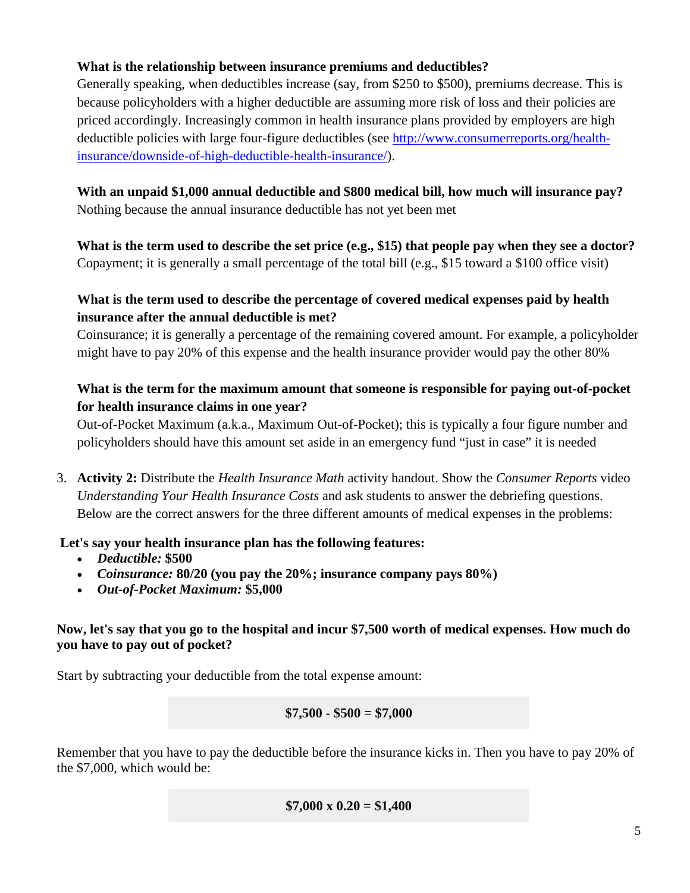**What is the relationship between insurance premiums and deductibles?**
Generally speaking, when deductibles increase (say, from $250 to $500), premiums decrease. This is because policyholders with a higher deductible are assuming more risk of loss and their policies are priced accordingly. Increasingly common in health insurance plans provided by employers are high deductible policies with large four-figure deductibles (see [http://www.consumerreports.org/health-insurance/downside-of-high-deductible-health-insurance/](http://www.consumerreports.org/health-insurance/downside-of-high-deductible-health-insurance/)).

**With an unpaid $1,000 annual deductible and $800 medical bill, how much will insurance pay?**
Nothing because the annual insurance deductible has not yet been met

**What is the term used to describe the set price (e.g., $15) that people pay when they see a doctor?**
Copayment; it is generally a small percentage of the total bill (e.g., $15 toward a $100 office visit)

**What is the term used to describe the percentage of covered medical expenses paid by health insurance after the annual deductible is met?**
Coinsurance; it is generally a percentage of the remaining covered amount. For example, a policyholder might have to pay 20% of this expense and the health insurance provider would pay the other 80%

**What is the term for the maximum amount that someone is responsible for paying out-of-pocket for health insurance claims in one year?**
Out-of-Pocket Maximum (a.k.a., Maximum Out-of-Pocket); this is typically a four figure number and policyholders should have this amount set aside in an emergency fund "just in case" it is needed

3. **Activity 2:** Distribute the *Health Insurance Math* activity handout. Show the *Consumer Reports* video *Understanding Your Health Insurance Costs* and ask students to answer the debriefing questions. Below are the correct answers for the three different amounts of medical expenses in the problems:

**Let's say your health insurance plan has the following features:**

- ***Deductible:* $500**
- ***Coinsurance:* 80/20 (you pay the 20%; insurance company pays 80%)**
- ***Out-of-Pocket Maximum:* $5,000**

**Now, let's say that you go to the hospital and incur $7,500 worth of medical expenses. How much do you have to pay out of pocket?**

Start by subtracting your deductible from the total expense amount:

**$7,500 - $500 = $7,000**

Remember that you have to pay the deductible before the insurance kicks in. Then you have to pay 20% of the $7,000, which would be:

**$7,000 x 0.20 = $1,400**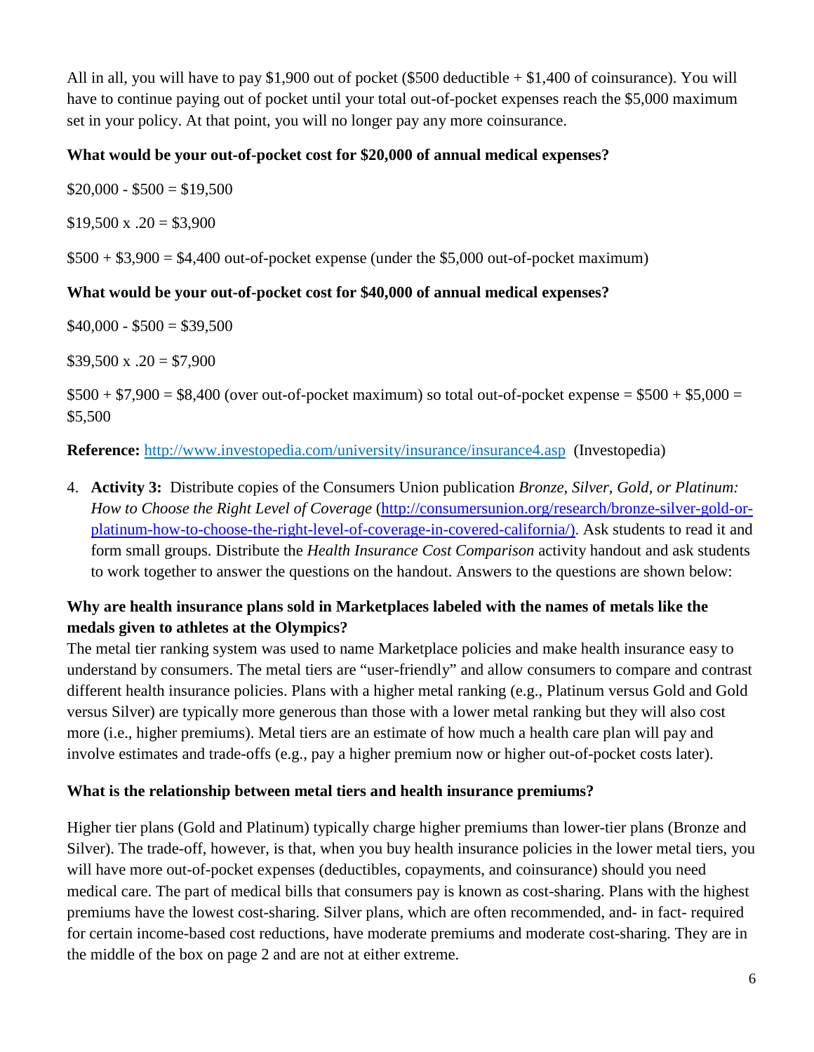All in all, you will have to pay $1,900 out of pocket ($500 deductible + $1,400 of coinsurance). You will have to continue paying out of pocket until your total out-of-pocket expenses reach the $5,000 maximum set in your policy. At that point, you will no longer pay any more coinsurance.

**What would be your out-of-pocket cost for $20,000 of annual medical expenses?**

$20,000 - $500 = $19,500

$19,500 x .20 = $3,900

$500 + $3,900 = $4,400 out-of-pocket expense (under the $5,000 out-of-pocket maximum)

**What would be your out-of-pocket cost for $40,000 of annual medical expenses?**

$40,000 - $500 = $39,500

$39,500 x .20 = $7,900

$500 + $7,900 = $8,400 (over out-of-pocket maximum) so total out-of-pocket expense = $500 + $5,000 = $5,500

**Reference:** [http://www.investopedia.com/university/insurance/insurance4.asp](http://www.investopedia.com/university/insurance/insurance4.asp) (Investopedia)

4. **Activity 3:** Distribute copies of the Consumers Union publication *Bronze, Silver, Gold, or Platinum: How to Choose the Right Level of Coverage* ([http://consumersunion.org/research/bronze-silver-gold-or-platinum-how-to-choose-the-right-level-of-coverage-in-covered-california/)](http://consumersunion.org/research/bronze-silver-gold-or-platinum-how-to-choose-the-right-level-of-coverage-in-covered-california/). Ask students to read it and form small groups. Distribute the *Health Insurance Cost Comparison* activity handout and ask students to work together to answer the questions on the handout. Answers to the questions are shown below:

**Why are health insurance plans sold in Marketplaces labeled with the names of metals like the medals given to athletes at the Olympics?**

The metal tier ranking system was used to name Marketplace policies and make health insurance easy to understand by consumers. The metal tiers are "user-friendly" and allow consumers to compare and contrast different health insurance policies. Plans with a higher metal ranking (e.g., Platinum versus Gold and Gold versus Silver) are typically more generous than those with a lower metal ranking but they will also cost more (i.e., higher premiums). Metal tiers are an estimate of how much a health care plan will pay and involve estimates and trade-offs (e.g., pay a higher premium now or higher out-of-pocket costs later).

**What is the relationship between metal tiers and health insurance premiums?**

Higher tier plans (Gold and Platinum) typically charge higher premiums than lower-tier plans (Bronze and Silver). The trade-off, however, is that, when you buy health insurance policies in the lower metal tiers, you will have more out-of-pocket expenses (deductibles, copayments, and coinsurance) should you need medical care. The part of medical bills that consumers pay is known as cost-sharing. Plans with the highest premiums have the lowest cost-sharing. Silver plans, which are often recommended, and- in fact- required for certain income-based cost reductions, have moderate premiums and moderate cost-sharing. They are in the middle of the box on page 2 and are not at either extreme.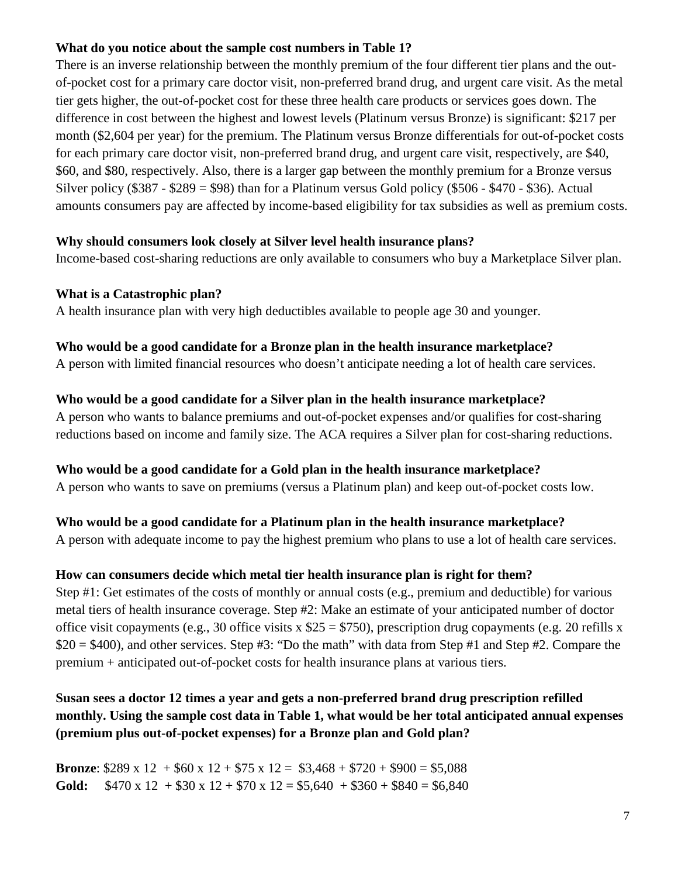**What do you notice about the sample cost numbers in Table 1?**

There is an inverse relationship between the monthly premium of the four different tier plans and the out-of-pocket cost for a primary care doctor visit, non-preferred brand drug, and urgent care visit. As the metal tier gets higher, the out-of-pocket cost for these three health care products or services goes down. The difference in cost between the highest and lowest levels (Platinum versus Bronze) is significant: \$217 per month (\$2,604 per year) for the premium. The Platinum versus Bronze differentials for out-of-pocket costs for each primary care doctor visit, non-preferred brand drug, and urgent care visit, respectively, are \$40, \$60, and \$80, respectively. Also, there is a larger gap between the monthly premium for a Bronze versus Silver policy (\$387 - \$289 = \$98) than for a Platinum versus Gold policy (\$506 - \$470 - \$36). Actual amounts consumers pay are affected by income-based eligibility for tax subsidies as well as premium costs.

**Why should consumers look closely at Silver level health insurance plans?**

Income-based cost-sharing reductions are only available to consumers who buy a Marketplace Silver plan.

**What is a Catastrophic plan?**

A health insurance plan with very high deductibles available to people age 30 and younger.

**Who would be a good candidate for a Bronze plan in the health insurance marketplace?**

A person with limited financial resources who doesn't anticipate needing a lot of health care services.

**Who would be a good candidate for a Silver plan in the health insurance marketplace?**

A person who wants to balance premiums and out-of-pocket expenses and/or qualifies for cost-sharing reductions based on income and family size. The ACA requires a Silver plan for cost-sharing reductions.

**Who would be a good candidate for a Gold plan in the health insurance marketplace?**

A person who wants to save on premiums (versus a Platinum plan) and keep out-of-pocket costs low.

**Who would be a good candidate for a Platinum plan in the health insurance marketplace?**

A person with adequate income to pay the highest premium who plans to use a lot of health care services.

**How can consumers decide which metal tier health insurance plan is right for them?**

Step #1: Get estimates of the costs of monthly or annual costs (e.g., premium and deductible) for various metal tiers of health insurance coverage. Step #2: Make an estimate of your anticipated number of doctor office visit copayments (e.g., 30 office visits x \$25 = \$750), prescription drug copayments (e.g. 20 refills x \$20 = \$400), and other services. Step #3: "Do the math" with data from Step #1 and Step #2. Compare the premium + anticipated out-of-pocket costs for health insurance plans at various tiers.

**Susan sees a doctor 12 times a year and gets a non-preferred brand drug prescription refilled monthly. Using the sample cost data in Table 1, what would be her total anticipated annual expenses (premium plus out-of-pocket expenses) for a Bronze plan and Gold plan?**

**Bronze**: \$289 x 12 + \$60 x 12 + \$75 x 12 = \$3,468 + \$720 + \$900 = \$5,088
**Gold:** \$470 x 12 + \$30 x 12 + \$70 x 12 = \$5,640 + \$360 + \$840 = \$6,840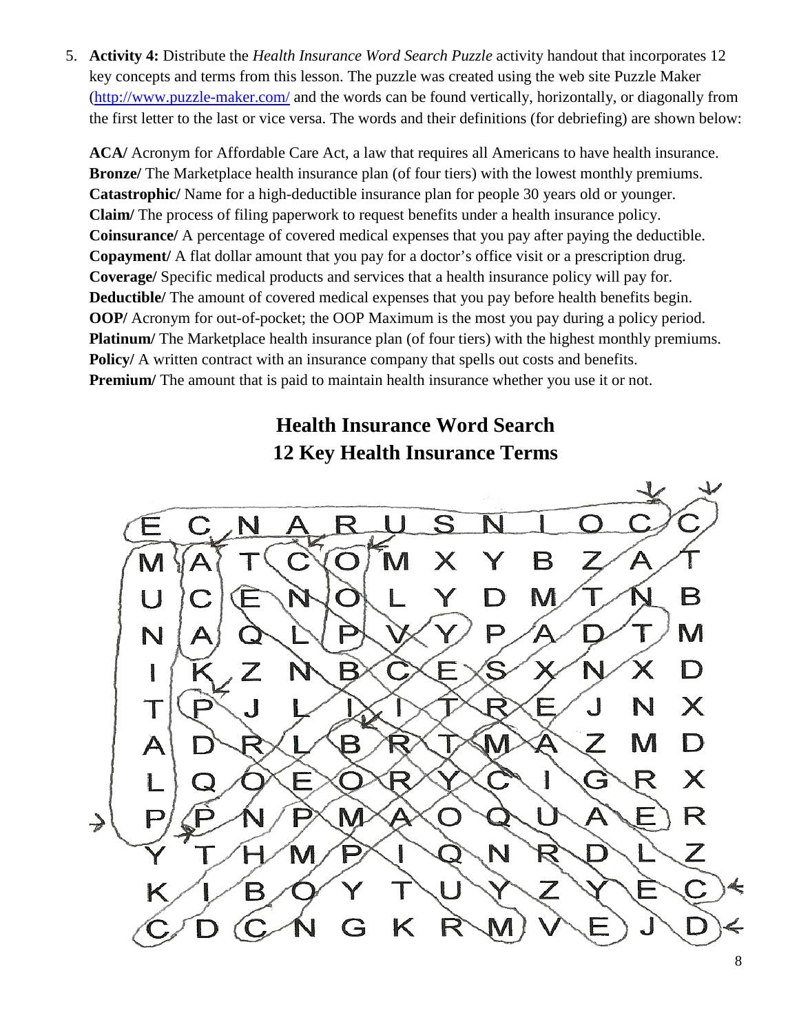5. **Activity 4:** Distribute the *Health Insurance Word Search Puzzle* activity handout that incorporates 12 key concepts and terms from this lesson. The puzzle was created using the web site Puzzle Maker (http://www.puzzle-maker.com/ and the words can be found vertically, horizontally, or diagonally from the first letter to the last or vice versa. The words and their definitions (for debriefing) are shown below:

   **ACA/** Acronym for Affordable Care Act, a law that requires all Americans to have health insurance.
   **Bronze/** The Marketplace health insurance plan (of four tiers) with the lowest monthly premiums.
   **Catastrophic/** Name for a high-deductible insurance plan for people 30 years old or younger.
   **Claim/** The process of filing paperwork to request benefits under a health insurance policy.
   **Coinsurance/** A percentage of covered medical expenses that you pay after paying the deductible.
   **Copayment/** A flat dollar amount that you pay for a doctor's office visit or a prescription drug.
   **Coverage/** Specific medical products and services that a health insurance policy will pay for.
   **Deductible/** The amount of covered medical expenses that you pay before health benefits begin.
   **OOP/** Acronym for out-of-pocket; the OOP Maximum is the most you pay during a policy period.
   **Platinum/** The Marketplace health insurance plan (of four tiers) with the highest monthly premiums.
   **Policy/** A written contract with an insurance company that spells out costs and benefits.
   **Premium/** The amount that is paid to maintain health insurance whether you use it or not.

## Health Insurance Word Search
## 12 Key Health Insurance Terms

```
E C N A R U S N I O C C
M A T C O M X Y B Z A T
U C E N O L Y D M T N B
N A Q L P V Y P A D T M
I K Z N B C E S X N X D
T P J L I I T R E J N X
A D R L B R T M A Z M D
L Q O E O R Y C I G R X
P P N P M A O Q U A E R
Y T H M P I Q N R D L Z
K I B O Y T U Y Z Y E C
C D C N G K R M V E J D
```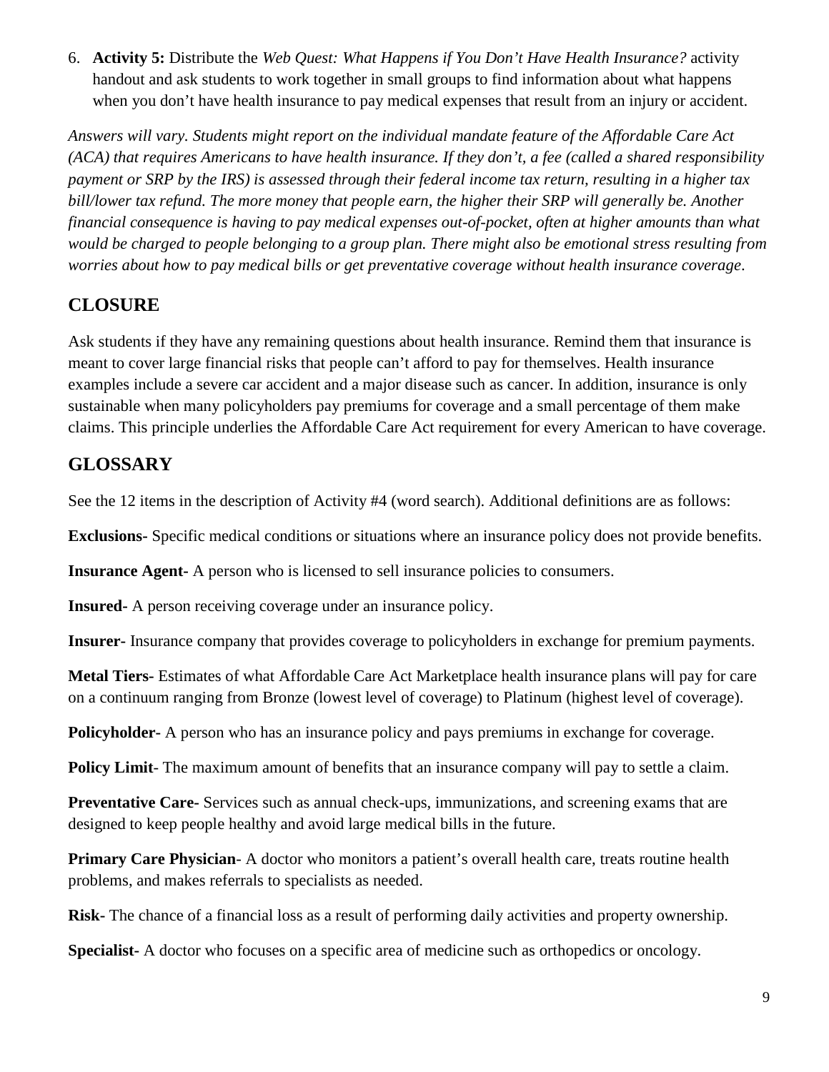6. **Activity 5:** Distribute the *Web Quest: What Happens if You Don't Have Health Insurance?* activity handout and ask students to work together in small groups to find information about what happens when you don't have health insurance to pay medical expenses that result from an injury or accident.

*Answers will vary. Students might report on the individual mandate feature of the Affordable Care Act (ACA) that requires Americans to have health insurance. If they don't, a fee (called a shared responsibility payment or SRP by the IRS) is assessed through their federal income tax return, resulting in a higher tax bill/lower tax refund. The more money that people earn, the higher their SRP will generally be. Another financial consequence is having to pay medical expenses out-of-pocket, often at higher amounts than what would be charged to people belonging to a group plan. There might also be emotional stress resulting from worries about how to pay medical bills or get preventative coverage without health insurance coverage.*

## CLOSURE

Ask students if they have any remaining questions about health insurance. Remind them that insurance is meant to cover large financial risks that people can't afford to pay for themselves. Health insurance examples include a severe car accident and a major disease such as cancer. In addition, insurance is only sustainable when many policyholders pay premiums for coverage and a small percentage of them make claims. This principle underlies the Affordable Care Act requirement for every American to have coverage.

## GLOSSARY

See the 12 items in the description of Activity #4 (word search). Additional definitions are as follows:

**Exclusions-** Specific medical conditions or situations where an insurance policy does not provide benefits.

**Insurance Agent-** A person who is licensed to sell insurance policies to consumers.

**Insured-** A person receiving coverage under an insurance policy.

**Insurer-** Insurance company that provides coverage to policyholders in exchange for premium payments.

**Metal Tiers-** Estimates of what Affordable Care Act Marketplace health insurance plans will pay for care on a continuum ranging from Bronze (lowest level of coverage) to Platinum (highest level of coverage).

**Policyholder-** A person who has an insurance policy and pays premiums in exchange for coverage.

**Policy Limit**- The maximum amount of benefits that an insurance company will pay to settle a claim.

**Preventative Care-** Services such as annual check-ups, immunizations, and screening exams that are designed to keep people healthy and avoid large medical bills in the future.

**Primary Care Physician**- A doctor who monitors a patient's overall health care, treats routine health problems, and makes referrals to specialists as needed.

**Risk-** The chance of a financial loss as a result of performing daily activities and property ownership.

**Specialist-** A doctor who focuses on a specific area of medicine such as orthopedics or oncology.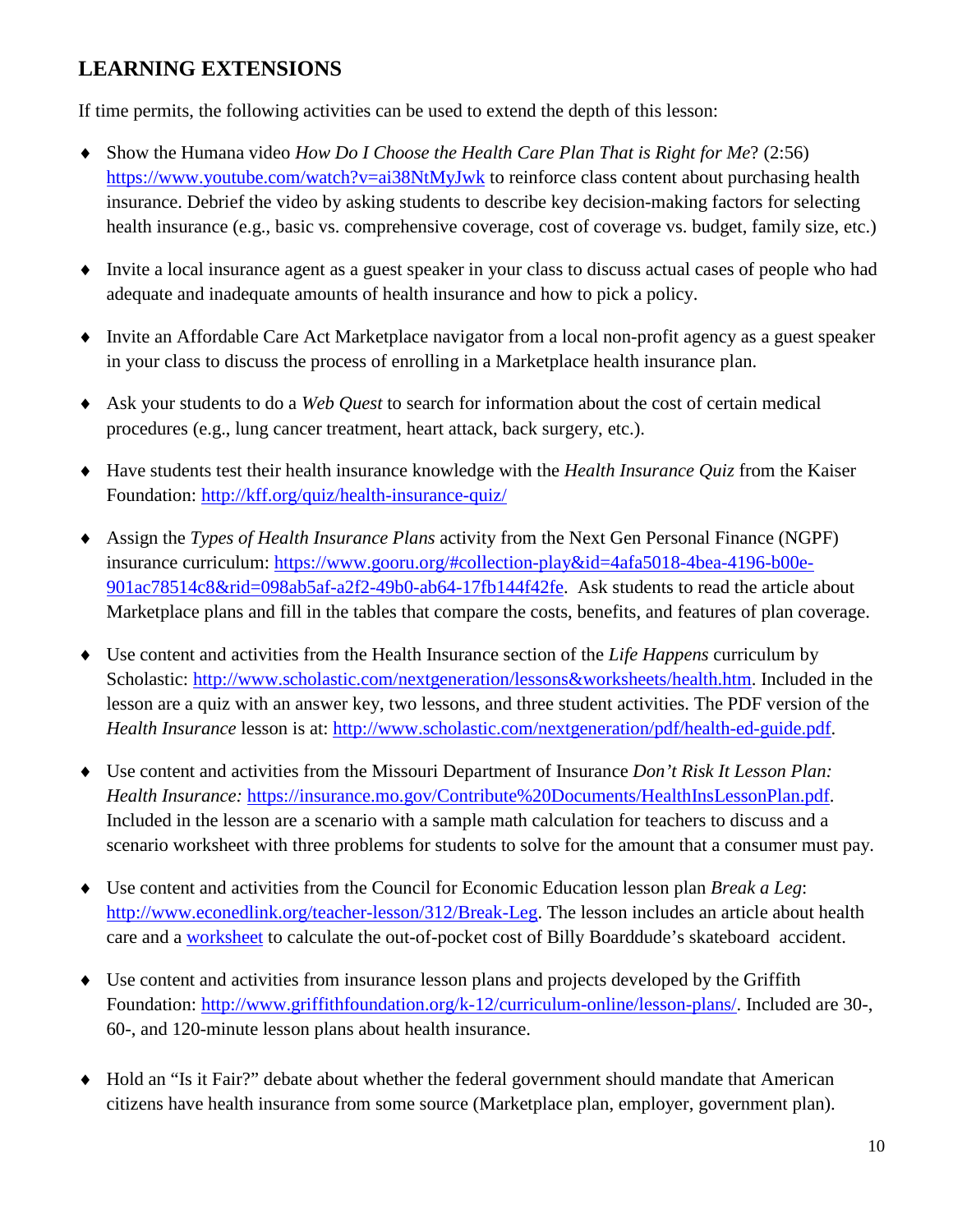## LEARNING EXTENSIONS

If time permits, the following activities can be used to extend the depth of this lesson:

- Show the Humana video *How Do I Choose the Health Care Plan That is Right for Me*? (2:56) https://www.youtube.com/watch?v=ai38NtMyJwk to reinforce class content about purchasing health insurance. Debrief the video by asking students to describe key decision-making factors for selecting health insurance (e.g., basic vs. comprehensive coverage, cost of coverage vs. budget, family size, etc.)

- Invite a local insurance agent as a guest speaker in your class to discuss actual cases of people who had adequate and inadequate amounts of health insurance and how to pick a policy.

- Invite an Affordable Care Act Marketplace navigator from a local non-profit agency as a guest speaker in your class to discuss the process of enrolling in a Marketplace health insurance plan.

- Ask your students to do a *Web Quest* to search for information about the cost of certain medical procedures (e.g., lung cancer treatment, heart attack, back surgery, etc.).

- Have students test their health insurance knowledge with the *Health Insurance Quiz* from the Kaiser Foundation: http://kff.org/quiz/health-insurance-quiz/

- Assign the *Types of Health Insurance Plans* activity from the Next Gen Personal Finance (NGPF) insurance curriculum: https://www.gooru.org/#collection-play&id=4afa5018-4bea-4196-b00e-901ac78514c8&rid=098ab5af-a2f2-49b0-ab64-17fb144f42fe. Ask students to read the article about Marketplace plans and fill in the tables that compare the costs, benefits, and features of plan coverage.

- Use content and activities from the Health Insurance section of the *Life Happens* curriculum by Scholastic: http://www.scholastic.com/nextgeneration/lessons&worksheets/health.htm. Included in the lesson are a quiz with an answer key, two lessons, and three student activities. The PDF version of the *Health Insurance* lesson is at: http://www.scholastic.com/nextgeneration/pdf/health-ed-guide.pdf.

- Use content and activities from the Missouri Department of Insurance *Don't Risk It Lesson Plan: Health Insurance:* https://insurance.mo.gov/Contribute%20Documents/HealthInsLessonPlan.pdf. Included in the lesson are a scenario with a sample math calculation for teachers to discuss and a scenario worksheet with three problems for students to solve for the amount that a consumer must pay.

- Use content and activities from the Council for Economic Education lesson plan *Break a Leg*: http://www.econedlink.org/teacher-lesson/312/Break-Leg. The lesson includes an article about health care and a worksheet to calculate the out-of-pocket cost of Billy Boarddude's skateboard accident.

- Use content and activities from insurance lesson plans and projects developed by the Griffith Foundation: http://www.griffithfoundation.org/k-12/curriculum-online/lesson-plans/. Included are 30-, 60-, and 120-minute lesson plans about health insurance.

- Hold an "Is it Fair?" debate about whether the federal government should mandate that American citizens have health insurance from some source (Marketplace plan, employer, government plan).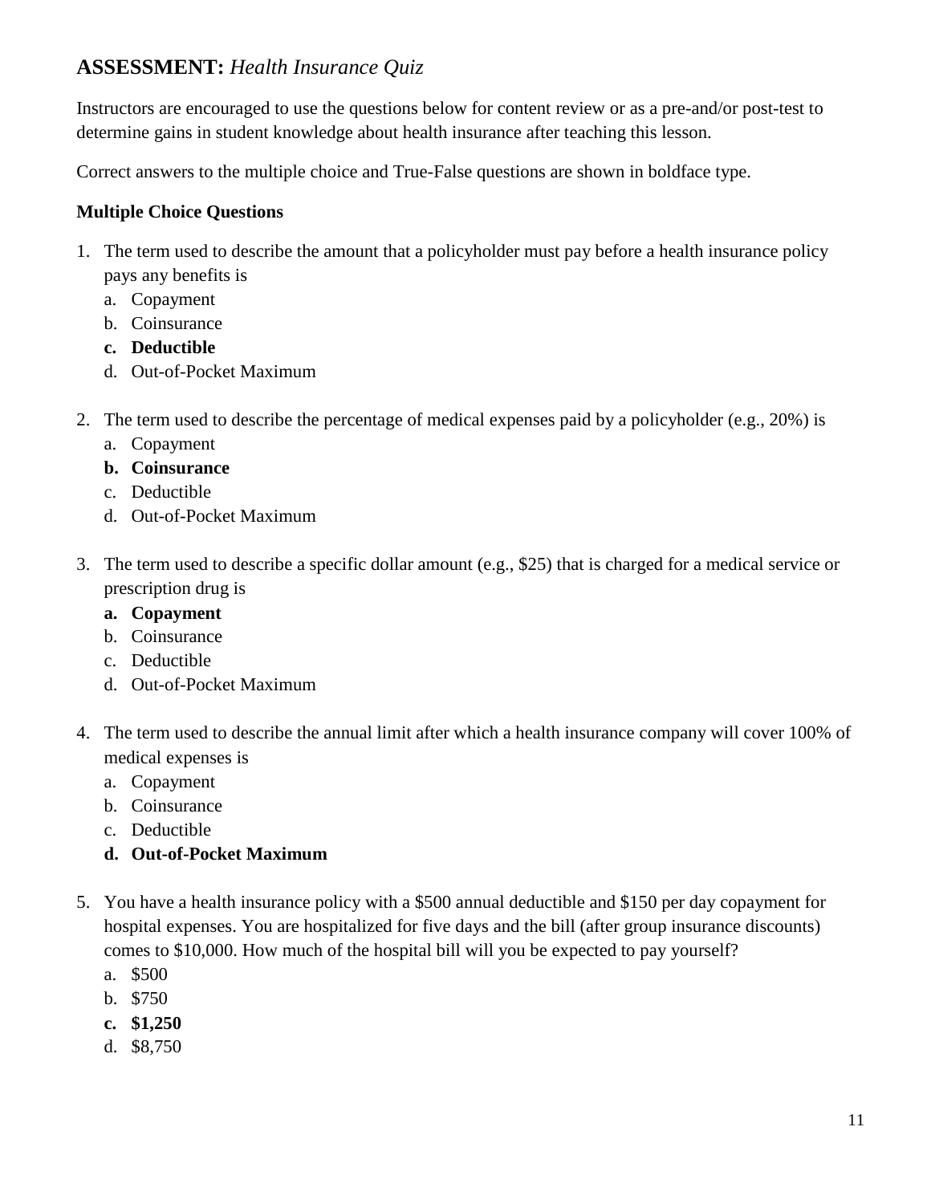## ASSESSMENT: *Health Insurance Quiz*

Instructors are encouraged to use the questions below for content review or as a pre-and/or post-test to determine gains in student knowledge about health insurance after teaching this lesson.

Correct answers to the multiple choice and True-False questions are shown in boldface type.

**Multiple Choice Questions**

1. The term used to describe the amount that a policyholder must pay before a health insurance policy pays any benefits is
   a. Copayment
   b. Coinsurance
   **c. Deductible**
   d. Out-of-Pocket Maximum

2. The term used to describe the percentage of medical expenses paid by a policyholder (e.g., 20%) is
   a. Copayment
   **b. Coinsurance**
   c. Deductible
   d. Out-of-Pocket Maximum

3. The term used to describe a specific dollar amount (e.g., $25) that is charged for a medical service or prescription drug is
   **a. Copayment**
   b. Coinsurance
   c. Deductible
   d. Out-of-Pocket Maximum

4. The term used to describe the annual limit after which a health insurance company will cover 100% of medical expenses is
   a. Copayment
   b. Coinsurance
   c. Deductible
   **d. Out-of-Pocket Maximum**

5. You have a health insurance policy with a $500 annual deductible and $150 per day copayment for hospital expenses. You are hospitalized for five days and the bill (after group insurance discounts) comes to $10,000. How much of the hospital bill will you be expected to pay yourself?
   a. $500
   b. $750
   **c. $1,250**
   d. $8,750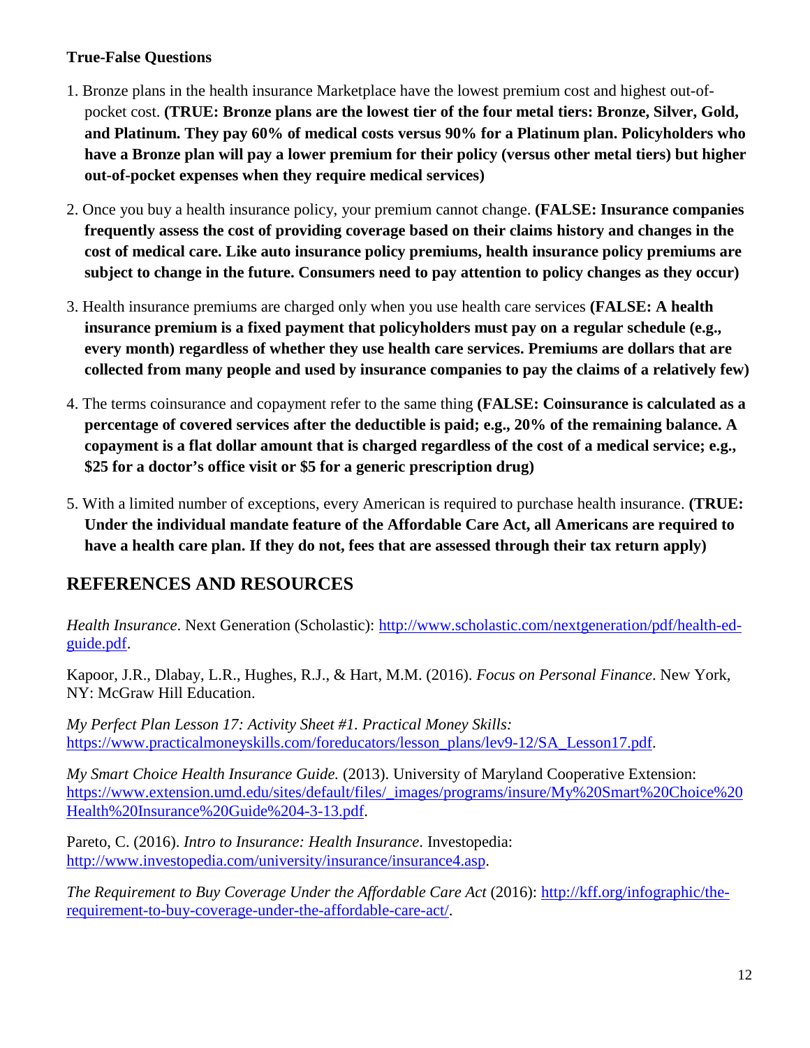**True-False Questions**

1. Bronze plans in the health insurance Marketplace have the lowest premium cost and highest out-of-pocket cost. **(TRUE: Bronze plans are the lowest tier of the four metal tiers: Bronze, Silver, Gold, and Platinum. They pay 60% of medical costs versus 90% for a Platinum plan. Policyholders who have a Bronze plan will pay a lower premium for their policy (versus other metal tiers) but higher out-of-pocket expenses when they require medical services)**

2. Once you buy a health insurance policy, your premium cannot change. **(FALSE: Insurance companies frequently assess the cost of providing coverage based on their claims history and changes in the cost of medical care. Like auto insurance policy premiums, health insurance policy premiums are subject to change in the future. Consumers need to pay attention to policy changes as they occur)**

3. Health insurance premiums are charged only when you use health care services **(FALSE: A health insurance premium is a fixed payment that policyholders must pay on a regular schedule (e.g., every month) regardless of whether they use health care services. Premiums are dollars that are collected from many people and used by insurance companies to pay the claims of a relatively few)**

4. The terms coinsurance and copayment refer to the same thing **(FALSE: Coinsurance is calculated as a percentage of covered services after the deductible is paid; e.g., 20% of the remaining balance. A copayment is a flat dollar amount that is charged regardless of the cost of a medical service; e.g., $25 for a doctor's office visit or $5 for a generic prescription drug)**

5. With a limited number of exceptions, every American is required to purchase health insurance. **(TRUE: Under the individual mandate feature of the Affordable Care Act, all Americans are required to have a health care plan. If they do not, fees that are assessed through their tax return apply)**

## REFERENCES AND RESOURCES

*Health Insurance*. Next Generation (Scholastic): http://www.scholastic.com/nextgeneration/pdf/health-ed-guide.pdf.

Kapoor, J.R., Dlabay, L.R., Hughes, R.J., & Hart, M.M. (2016). *Focus on Personal Finance*. New York, NY: McGraw Hill Education.

*My Perfect Plan Lesson 17: Activity Sheet #1. Practical Money Skills:* https://www.practicalmoneyskills.com/foreducators/lesson_plans/lev9-12/SA_Lesson17.pdf.

*My Smart Choice Health Insurance Guide.* (2013). University of Maryland Cooperative Extension: https://www.extension.umd.edu/sites/default/files/_images/programs/insure/My%20Smart%20Choice%20Health%20Insurance%20Guide%204-3-13.pdf.

Pareto, C. (2016). *Intro to Insurance: Health Insurance*. Investopedia: http://www.investopedia.com/university/insurance/insurance4.asp.

*The Requirement to Buy Coverage Under the Affordable Care Act* (2016): http://kff.org/infographic/the-requirement-to-buy-coverage-under-the-affordable-care-act/.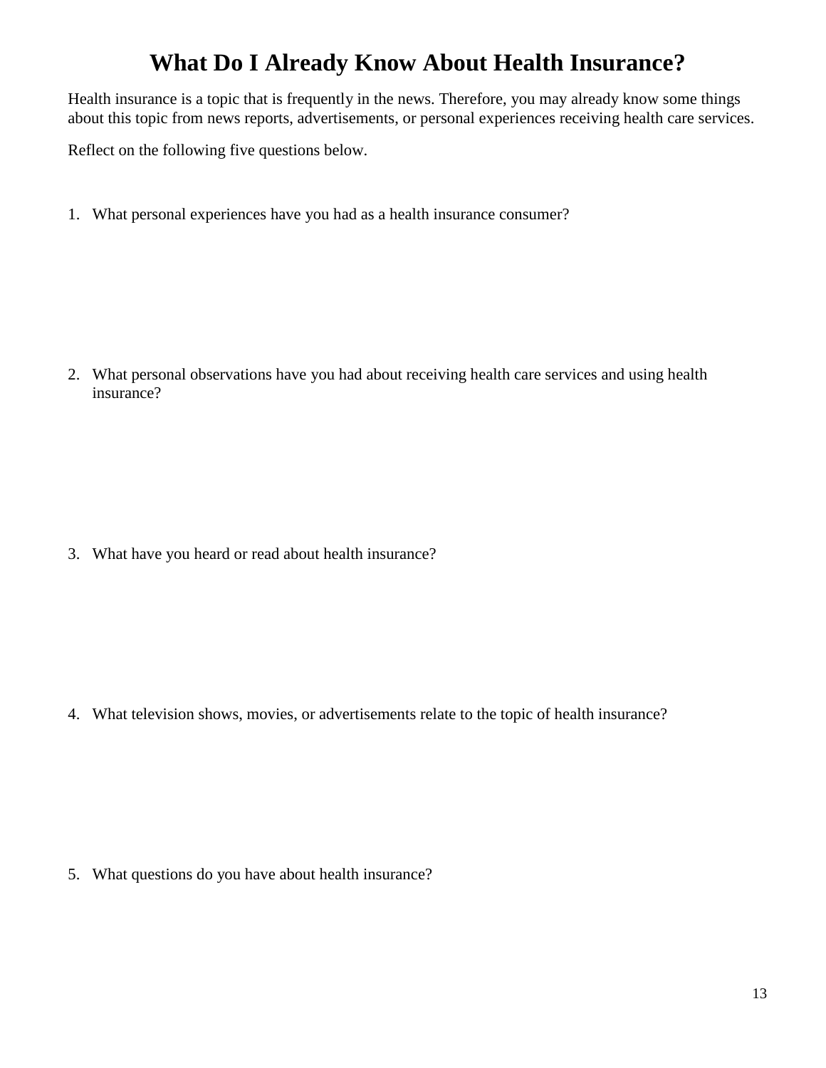# What Do I Already Know About Health Insurance?

Health insurance is a topic that is frequently in the news. Therefore, you may already know some things about this topic from news reports, advertisements, or personal experiences receiving health care services.

Reflect on the following five questions below.

1. What personal experiences have you had as a health insurance consumer?

2. What personal observations have you had about receiving health care services and using health insurance?

3. What have you heard or read about health insurance?

4. What television shows, movies, or advertisements relate to the topic of health insurance?

5. What questions do you have about health insurance?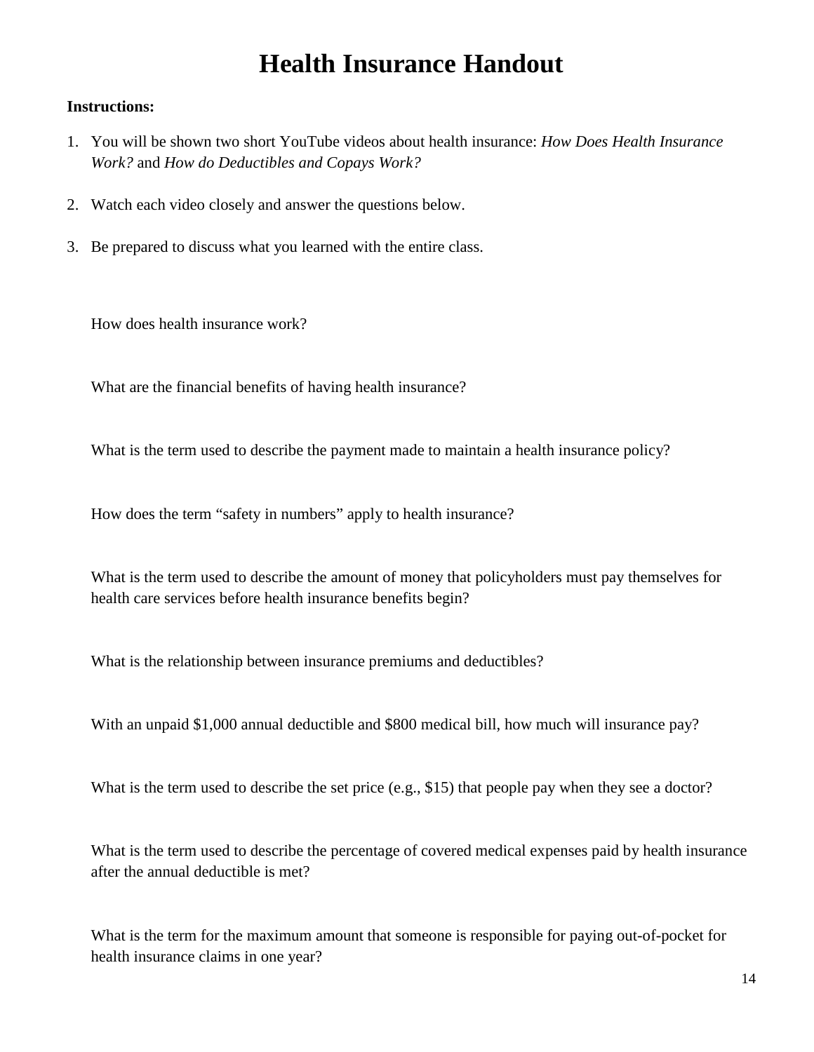# Health Insurance Handout

**Instructions:**

1. You will be shown two short YouTube videos about health insurance: *How Does Health Insurance Work?* and *How do Deductibles and Copays Work?*

2. Watch each video closely and answer the questions below.

3. Be prepared to discuss what you learned with the entire class.

How does health insurance work?

What are the financial benefits of having health insurance?

What is the term used to describe the payment made to maintain a health insurance policy?

How does the term "safety in numbers" apply to health insurance?

What is the term used to describe the amount of money that policyholders must pay themselves for health care services before health insurance benefits begin?

What is the relationship between insurance premiums and deductibles?

With an unpaid $1,000 annual deductible and $800 medical bill, how much will insurance pay?

What is the term used to describe the set price (e.g., $15) that people pay when they see a doctor?

What is the term used to describe the percentage of covered medical expenses paid by health insurance after the annual deductible is met?

What is the term for the maximum amount that someone is responsible for paying out-of-pocket for health insurance claims in one year?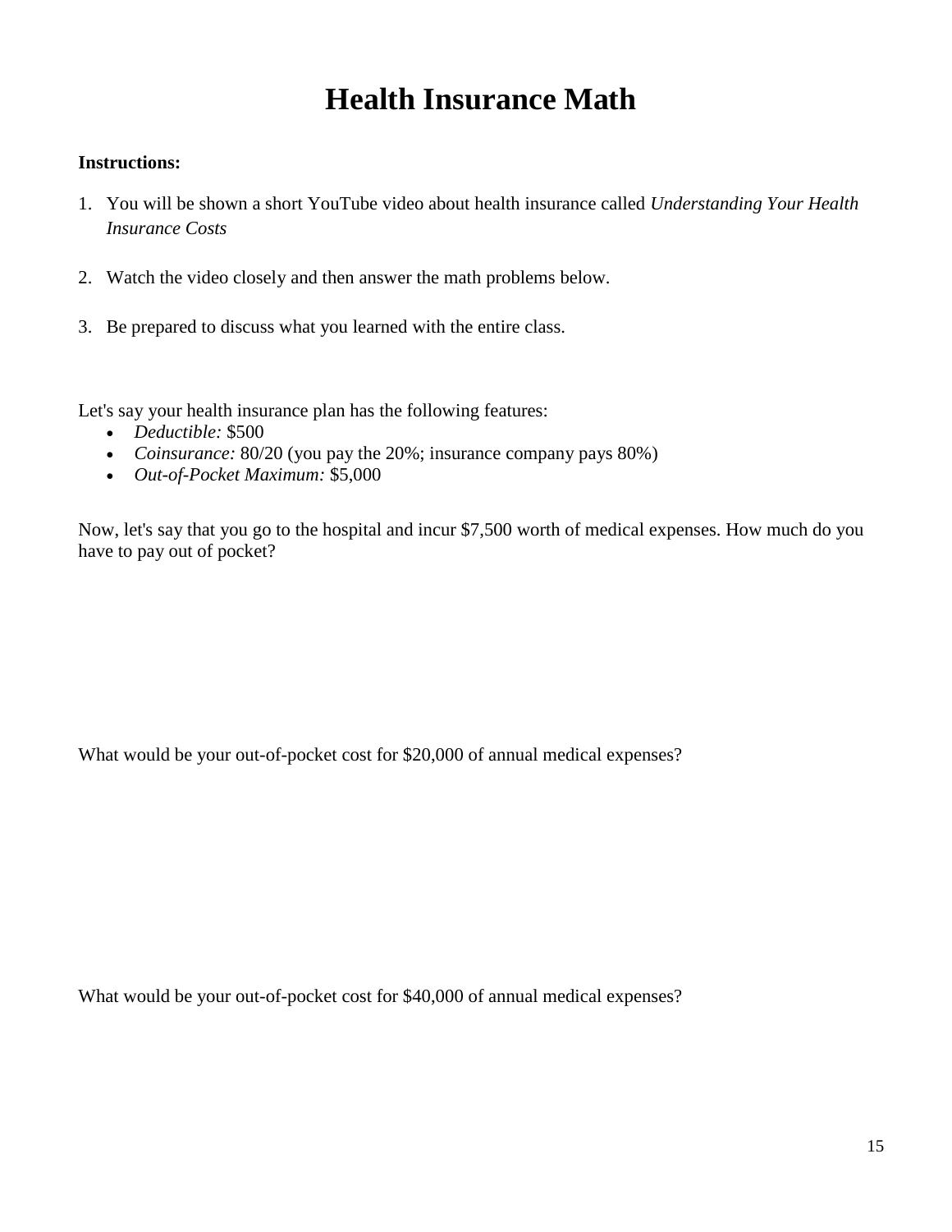# Health Insurance Math

**Instructions:**

1. You will be shown a short YouTube video about health insurance called *Understanding Your Health Insurance Costs*
2. Watch the video closely and then answer the math problems below.
3. Be prepared to discuss what you learned with the entire class.

Let's say your health insurance plan has the following features:

- *Deductible:* $500
- *Coinsurance:* 80/20 (you pay the 20%; insurance company pays 80%)
- *Out-of-Pocket Maximum:* $5,000

Now, let's say that you go to the hospital and incur $7,500 worth of medical expenses. How much do you have to pay out of pocket?

What would be your out-of-pocket cost for $20,000 of annual medical expenses?

What would be your out-of-pocket cost for $40,000 of annual medical expenses?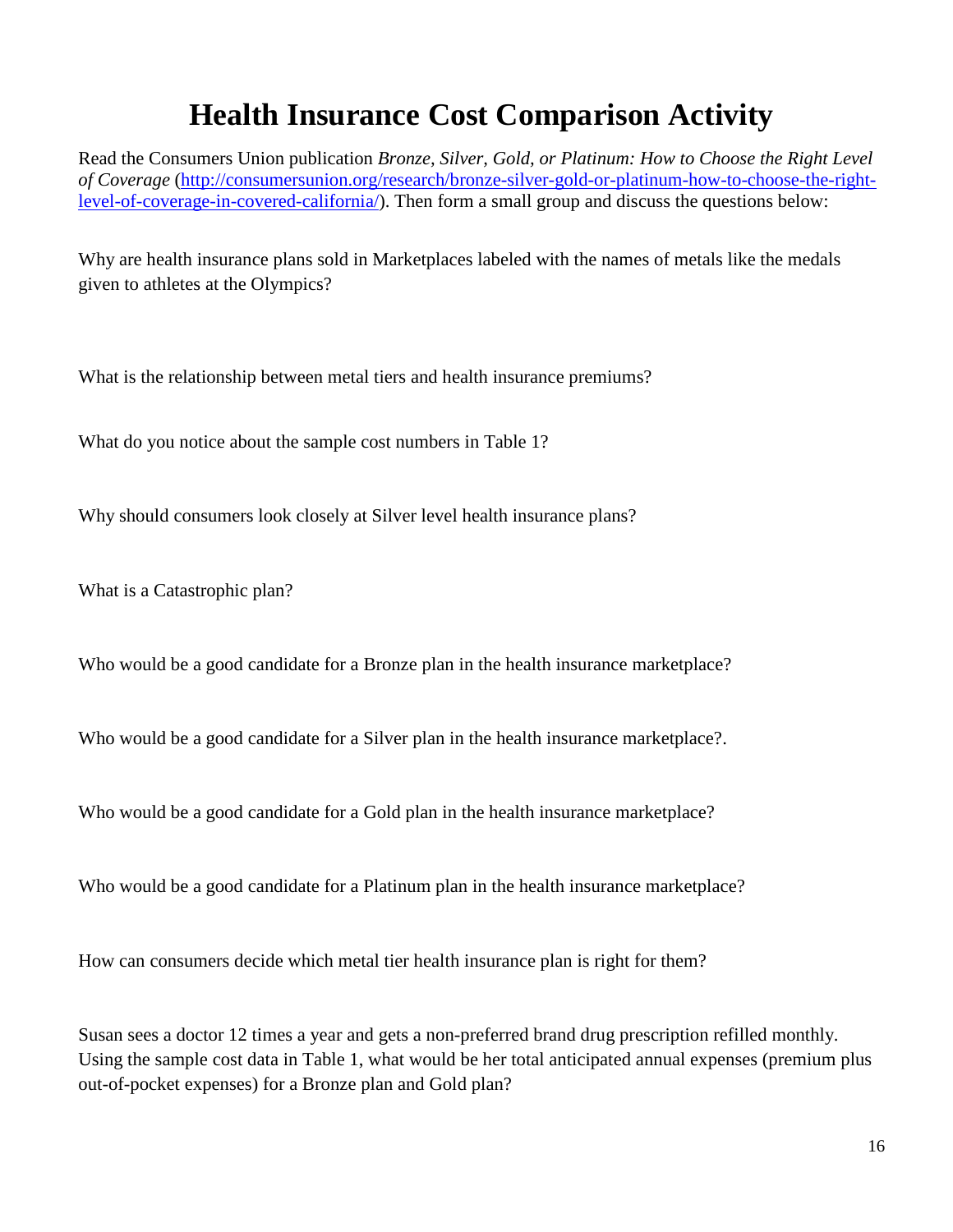# Health Insurance Cost Comparison Activity

Read the Consumers Union publication *Bronze, Silver, Gold, or Platinum: How to Choose the Right Level of Coverage* (http://consumersunion.org/research/bronze-silver-gold-or-platinum-how-to-choose-the-right-level-of-coverage-in-covered-california/). Then form a small group and discuss the questions below:

Why are health insurance plans sold in Marketplaces labeled with the names of metals like the medals given to athletes at the Olympics?

What is the relationship between metal tiers and health insurance premiums?

What do you notice about the sample cost numbers in Table 1?

Why should consumers look closely at Silver level health insurance plans?

What is a Catastrophic plan?

Who would be a good candidate for a Bronze plan in the health insurance marketplace?

Who would be a good candidate for a Silver plan in the health insurance marketplace?.

Who would be a good candidate for a Gold plan in the health insurance marketplace?

Who would be a good candidate for a Platinum plan in the health insurance marketplace?

How can consumers decide which metal tier health insurance plan is right for them?

Susan sees a doctor 12 times a year and gets a non-preferred brand drug prescription refilled monthly. Using the sample cost data in Table 1, what would be her total anticipated annual expenses (premium plus out-of-pocket expenses) for a Bronze plan and Gold plan?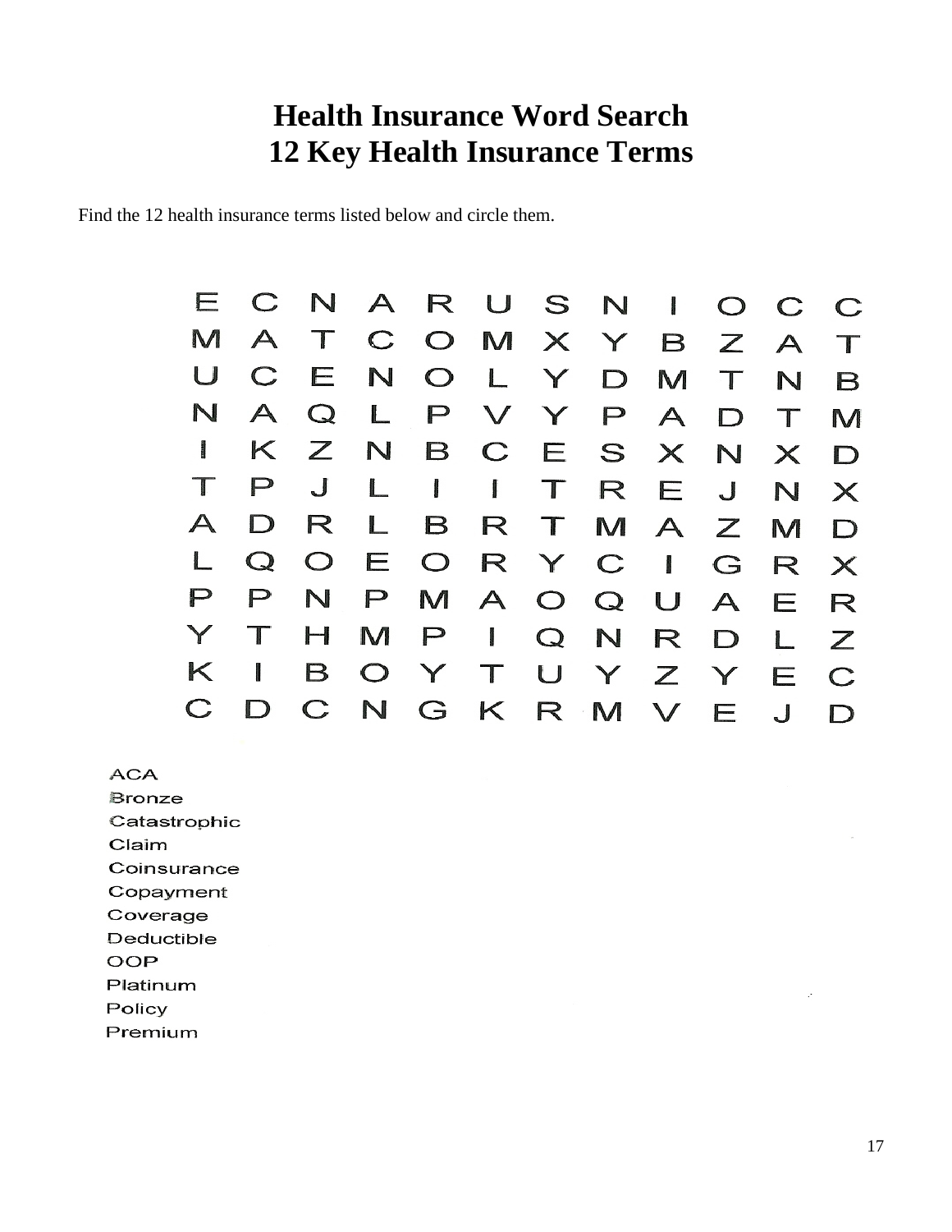# Health Insurance Word Search
# 12 Key Health Insurance Terms

Find the 12 health insurance terms listed below and circle them.

| | | | | | | | | | | | |
|---|---|---|---|---|---|---|---|---|---|---|---|
| E | C | N | A | R | U | S | N | I | O | C | C |
| M | A | T | C | O | M | X | Y | B | Z | A | T |
| U | C | E | N | O | L | Y | D | M | T | N | B |
| N | A | Q | L | P | V | Y | P | A | D | T | M |
| I | K | Z | N | B | C | E | S | X | N | X | D |
| T | P | J | L | I | I | T | R | E | J | N | X |
| A | D | R | L | B | R | T | M | A | Z | M | D |
| L | Q | O | E | O | R | Y | C | I | G | R | X |
| P | P | N | P | M | A | O | Q | U | A | E | R |
| Y | T | H | M | P | I | Q | N | R | D | L | Z |
| K | I | B | O | Y | T | U | Y | Z | Y | E | C |
| C | D | C | N | G | K | R | M | V | E | J | D |

ACA
Bronze
Catastrophic
Claim
Coinsurance
Copayment
Coverage
Deductible
OOP
Platinum
Policy
Premium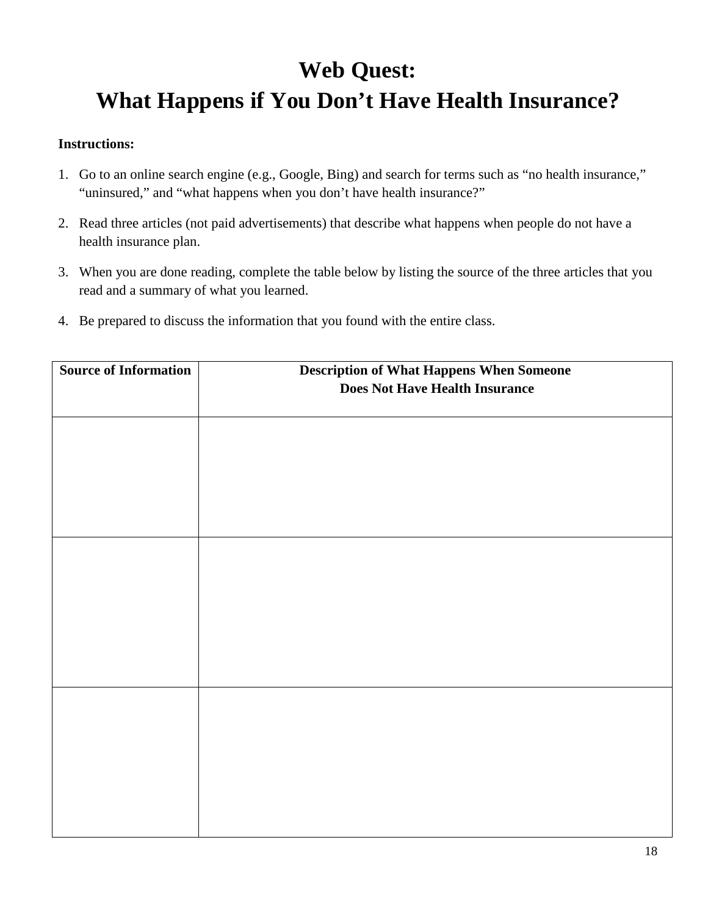# Web Quest:
# What Happens if You Don't Have Health Insurance?

**Instructions:**

1. Go to an online search engine (e.g., Google, Bing) and search for terms such as "no health insurance," "uninsured," and "what happens when you don't have health insurance?"
2. Read three articles (not paid advertisements) that describe what happens when people do not have a health insurance plan.
3. When you are done reading, complete the table below by listing the source of the three articles that you read and a summary of what you learned.
4. Be prepared to discuss the information that you found with the entire class.

| Source of Information | Description of What Happens When Someone Does Not Have Health Insurance |
|---|---|
| | |
| | |
| | |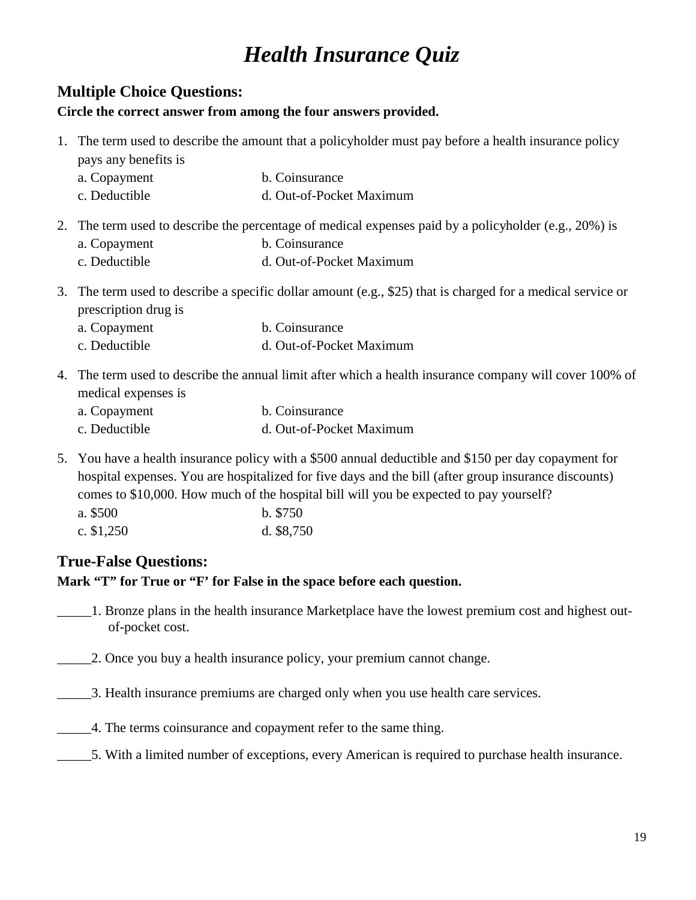# *Health Insurance Quiz*

## Multiple Choice Questions:

**Circle the correct answer from among the four answers provided.**

1. The term used to describe the amount that a policyholder must pay before a health insurance policy pays any benefits is

   a. Copayment &emsp; b. Coinsurance
   c. Deductible &emsp; d. Out-of-Pocket Maximum

2. The term used to describe the percentage of medical expenses paid by a policyholder (e.g., 20%) is

   a. Copayment &emsp; b. Coinsurance
   c. Deductible &emsp; d. Out-of-Pocket Maximum

3. The term used to describe a specific dollar amount (e.g., $25) that is charged for a medical service or prescription drug is

   a. Copayment &emsp; b. Coinsurance
   c. Deductible &emsp; d. Out-of-Pocket Maximum

4. The term used to describe the annual limit after which a health insurance company will cover 100% of medical expenses is

   a. Copayment &emsp; b. Coinsurance
   c. Deductible &emsp; d. Out-of-Pocket Maximum

5. You have a health insurance policy with a $500 annual deductible and $150 per day copayment for hospital expenses. You are hospitalized for five days and the bill (after group insurance discounts) comes to $10,000. How much of the hospital bill will you be expected to pay yourself?

   a. $500 &emsp; b. $750
   c. $1,250 &emsp; d. $8,750

## True-False Questions:

**Mark "T" for True or "F' for False in the space before each question.**

_____1. Bronze plans in the health insurance Marketplace have the lowest premium cost and highest out-of-pocket cost.

_____2. Once you buy a health insurance policy, your premium cannot change.

_____3. Health insurance premiums are charged only when you use health care services.

_____4. The terms coinsurance and copayment refer to the same thing.

_____5. With a limited number of exceptions, every American is required to purchase health insurance.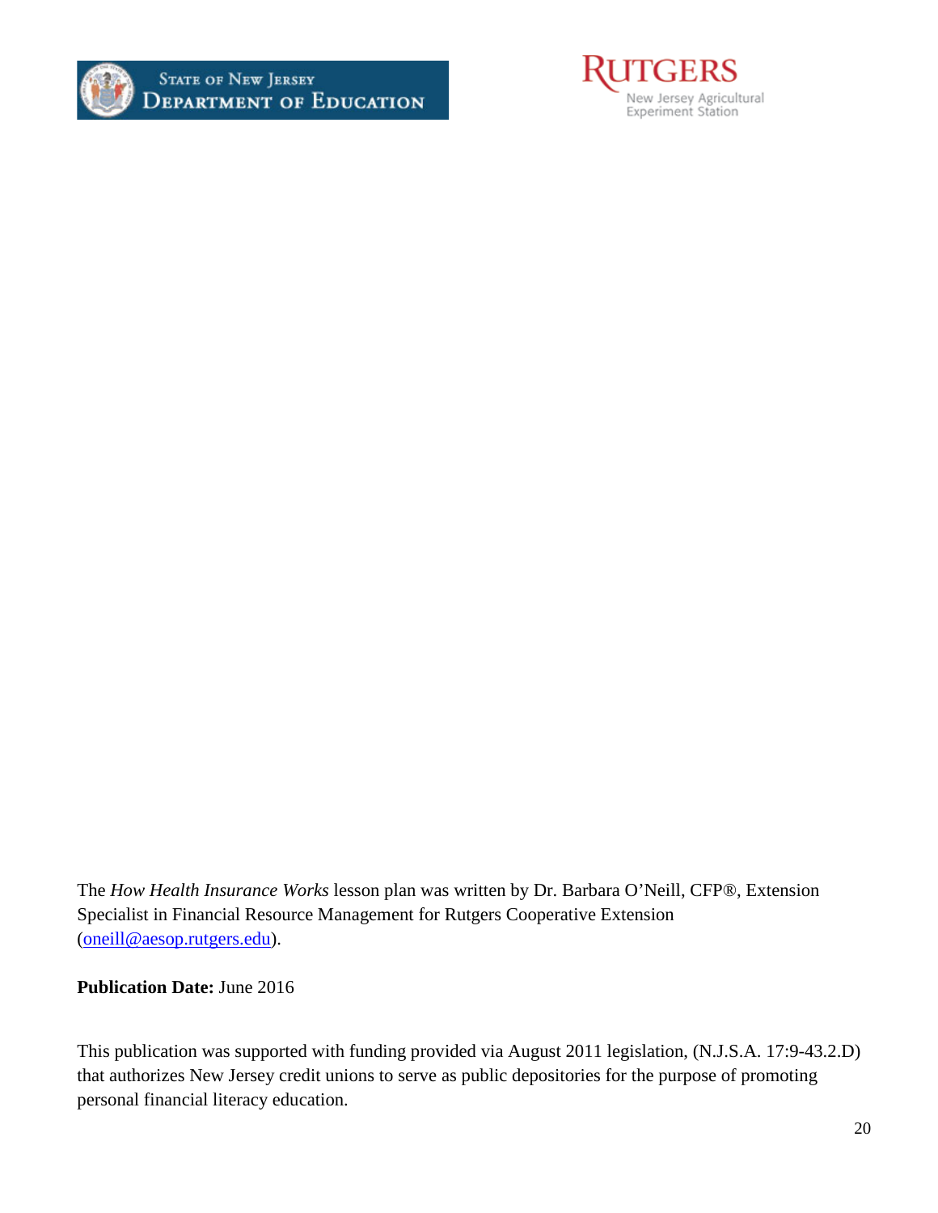The *How Health Insurance Works* lesson plan was written by Dr. Barbara O'Neill, CFP®, Extension Specialist in Financial Resource Management for Rutgers Cooperative Extension (oneill@aesop.rutgers.edu).

**Publication Date:** June 2016

This publication was supported with funding provided via August 2011 legislation, (N.J.S.A. 17:9-43.2.D) that authorizes New Jersey credit unions to serve as public depositories for the purpose of promoting personal financial literacy education.